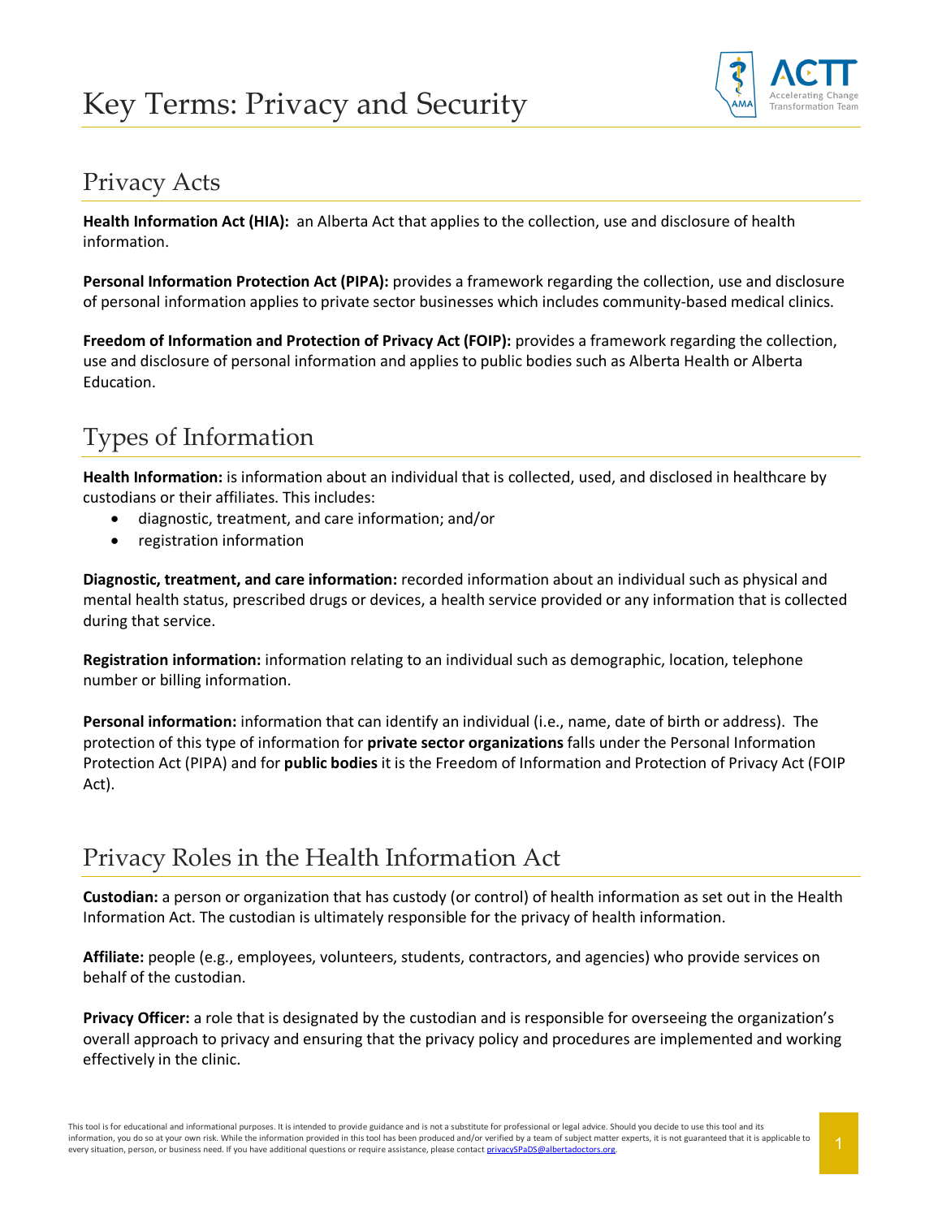# Key Terms: Privacy and Security

## Privacy Acts

**Health Information Act (HIA):** an Alberta Act that applies to the collection, use and disclosure of health information.

**Personal Information Protection Act (PIPA):** provides a framework regarding the collection, use and disclosure of personal information applies to private sector businesses which includes community-based medical clinics.

**Freedom of Information and Protection of Privacy Act (FOIP):** provides a framework regarding the collection, use and disclosure of personal information and applies to public bodies such as Alberta Health or Alberta Education.

## Types of Information

**Health Information:** is information about an individual that is collected, used, and disclosed in healthcare by custodians or their affiliates. This includes:

- diagnostic, treatment, and care information; and/or
- registration information

**Diagnostic, treatment, and care information:** recorded information about an individual such as physical and mental health status, prescribed drugs or devices, a health service provided or any information that is collected during that service.

**Registration information:** information relating to an individual such as demographic, location, telephone number or billing information.

**Personal information:** information that can identify an individual (i.e., name, date of birth or address). The protection of this type of information for **private sector organizations** falls under the Personal Information Protection Act (PIPA) and for **public bodies** it is the Freedom of Information and Protection of Privacy Act (FOIP Act).

## Privacy Roles in the Health Information Act

**Custodian:** a person or organization that has custody (or control) of health information as set out in the Health Information Act. The custodian is ultimately responsible for the privacy of health information.

**Affiliate:** people (e.g., employees, volunteers, students, contractors, and agencies) who provide services on behalf of the custodian.

**Privacy Officer:** a role that is designated by the custodian and is responsible for overseeing the organization's overall approach to privacy and ensuring that the privacy policy and procedures are implemented and working effectively in the clinic.

This tool is for educational and informational purposes. It is intended to provide guidance and is not a substitute for professional or legal advice. Should you decide to use this tool and its information, you do so at your own risk. While the information provided in this tool has been produced and/or verified by a team of subject matter experts, it is not guaranteed that it is applicable to every situation, person, or business need. If you have additional questions or require assistance, please contact privacySPaDS@albertadoctors.org.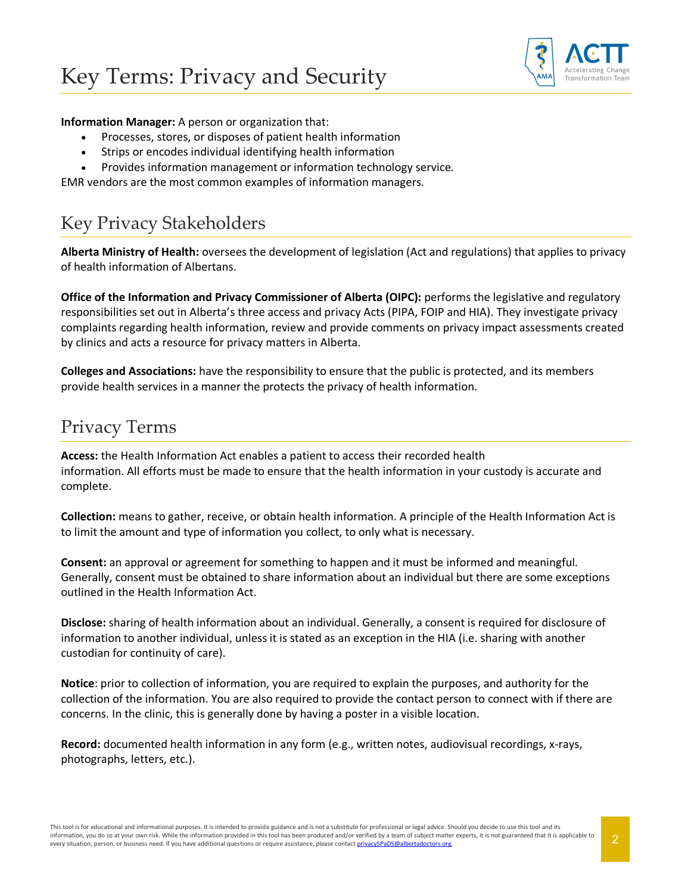# Key Terms: Privacy and Security

**Information Manager:** A person or organization that:

- Processes, stores, or disposes of patient health information
- Strips or encodes individual identifying health information
- Provides information management or information technology service.

EMR vendors are the most common examples of information managers.

## Key Privacy Stakeholders

**Alberta Ministry of Health:** oversees the development of legislation (Act and regulations) that applies to privacy of health information of Albertans.

**Office of the Information and Privacy Commissioner of Alberta (OIPC):** performs the legislative and regulatory responsibilities set out in Alberta's three access and privacy Acts (PIPA, FOIP and HIA). They investigate privacy complaints regarding health information, review and provide comments on privacy impact assessments created by clinics and acts a resource for privacy matters in Alberta.

**Colleges and Associations:** have the responsibility to ensure that the public is protected, and its members provide health services in a manner the protects the privacy of health information.

## Privacy Terms

**Access:** the Health Information Act enables a patient to access their recorded health information. All efforts must be made to ensure that the health information in your custody is accurate and complete.

**Collection:** means to gather, receive, or obtain health information. A principle of the Health Information Act is to limit the amount and type of information you collect, to only what is necessary.

**Consent:** an approval or agreement for something to happen and it must be informed and meaningful. Generally, consent must be obtained to share information about an individual but there are some exceptions outlined in the Health Information Act.

**Disclose:** sharing of health information about an individual. Generally, a consent is required for disclosure of information to another individual, unless it is stated as an exception in the HIA (i.e. sharing with another custodian for continuity of care).

**Notice**: prior to collection of information, you are required to explain the purposes, and authority for the collection of the information. You are also required to provide the contact person to connect with if there are concerns. In the clinic, this is generally done by having a poster in a visible location.

**Record:** documented health information in any form (e.g., written notes, audiovisual recordings, x-rays, photographs, letters, etc.).

This tool is for educational and informational purposes. It is intended to provide guidance and is not a substitute for professional or legal advice. Should you decide to use this tool and its information, you do so at your own risk. While the information provided in this tool has been produced and/or verified by a team of subject matter experts, it is not guaranteed that it is applicable to every situation, person, or business need. If you have additional questions or require assistance, please contact privacySPaDS@albertadoctors.org.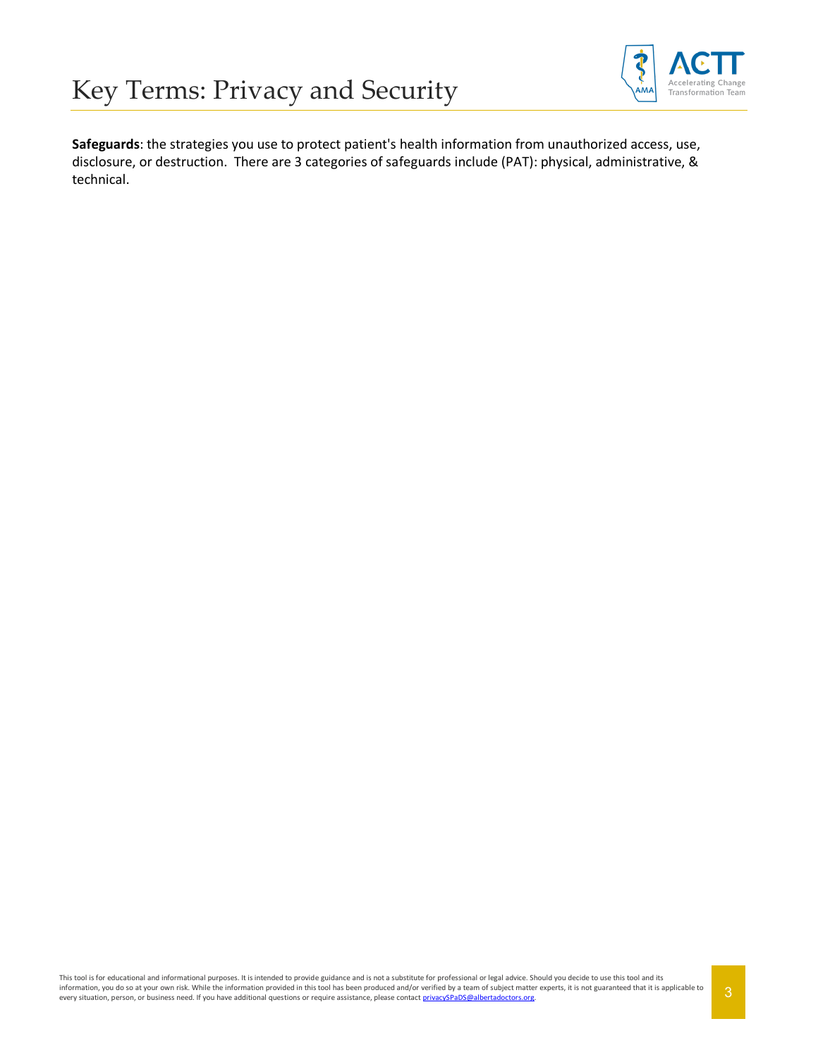# Key Terms: Privacy and Security

**Safeguards**: the strategies you use to protect patient's health information from unauthorized access, use, disclosure, or destruction.  There are 3 categories of safeguards include (PAT): physical, administrative, & technical.

This tool is for educational and informational purposes. It is intended to provide guidance and is not a substitute for professional or legal advice. Should you decide to use this tool and its information, you do so at your own risk. While the information provided in this tool has been produced and/or verified by a team of subject matter experts, it is not guaranteed that it is applicable to every situation, person, or business need. If you have additional questions or require assistance, please contact privacySPaDS@albertadoctors.org.